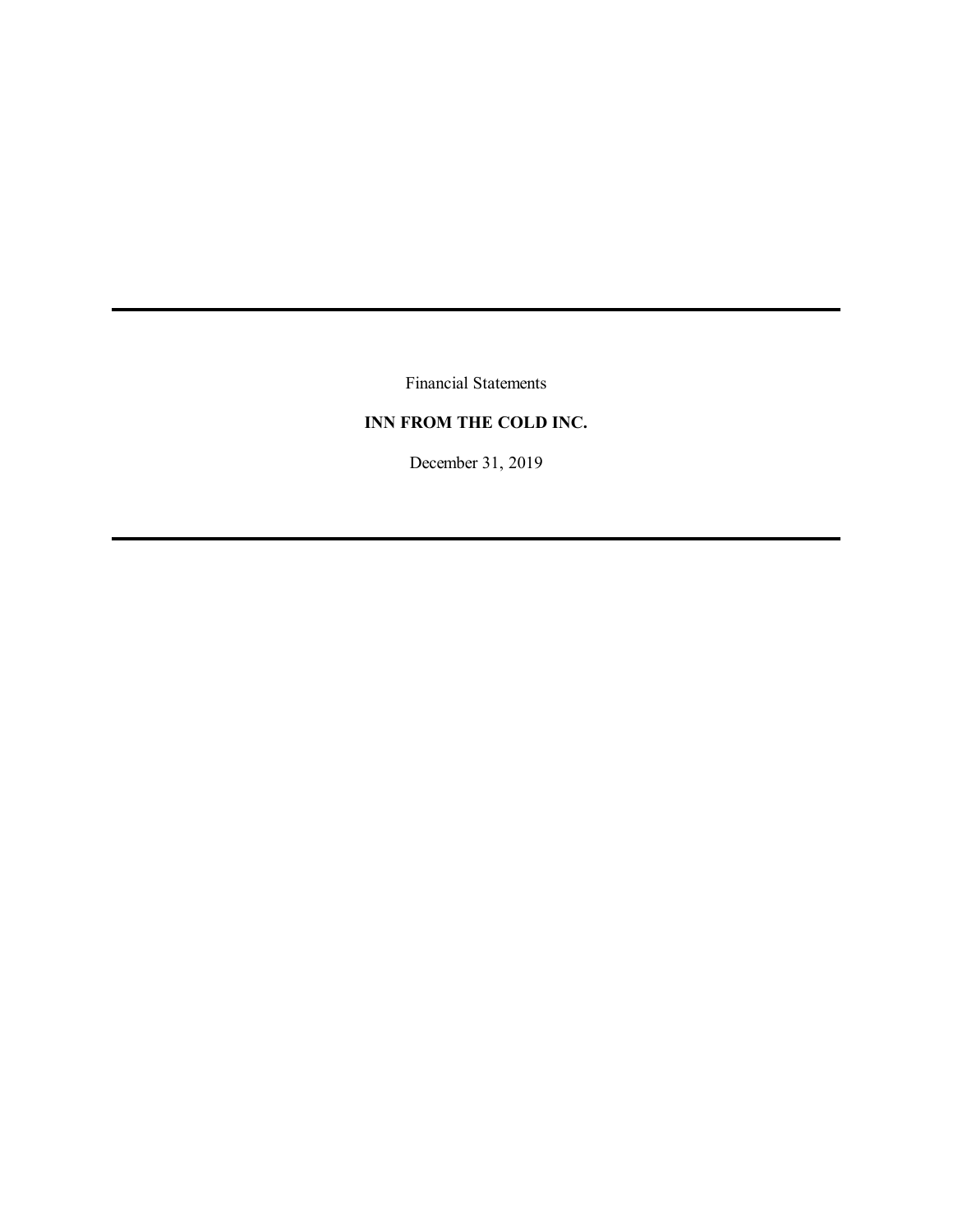Financial Statements

**INN FROM THE COLD INC.**

December 31, 2019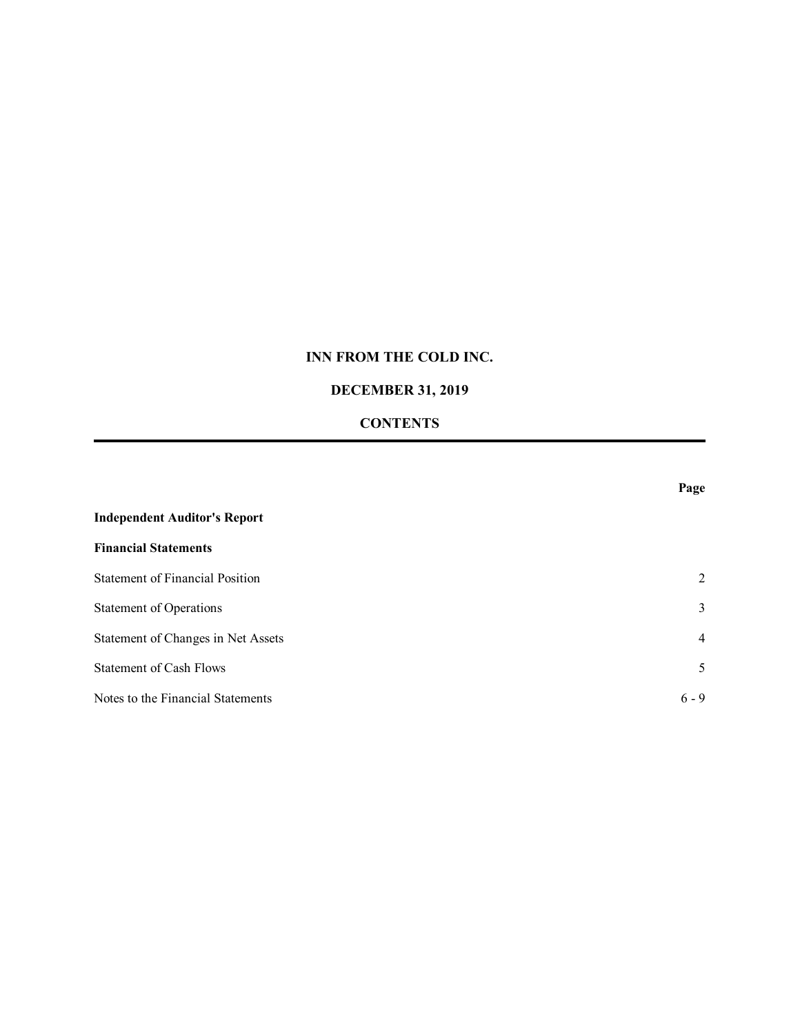# INN FROM THE COLD INC.

## DECEMBER 31, 2019

## CONTENTS

| | Page |
|---|---|
| **Independent Auditor's Report** | |
| **Financial Statements** | |
| Statement of Financial Position | 2 |
| Statement of Operations | 3 |
| Statement of Changes in Net Assets | 4 |
| Statement of Cash Flows | 5 |
| Notes to the Financial Statements | 6 - 9 |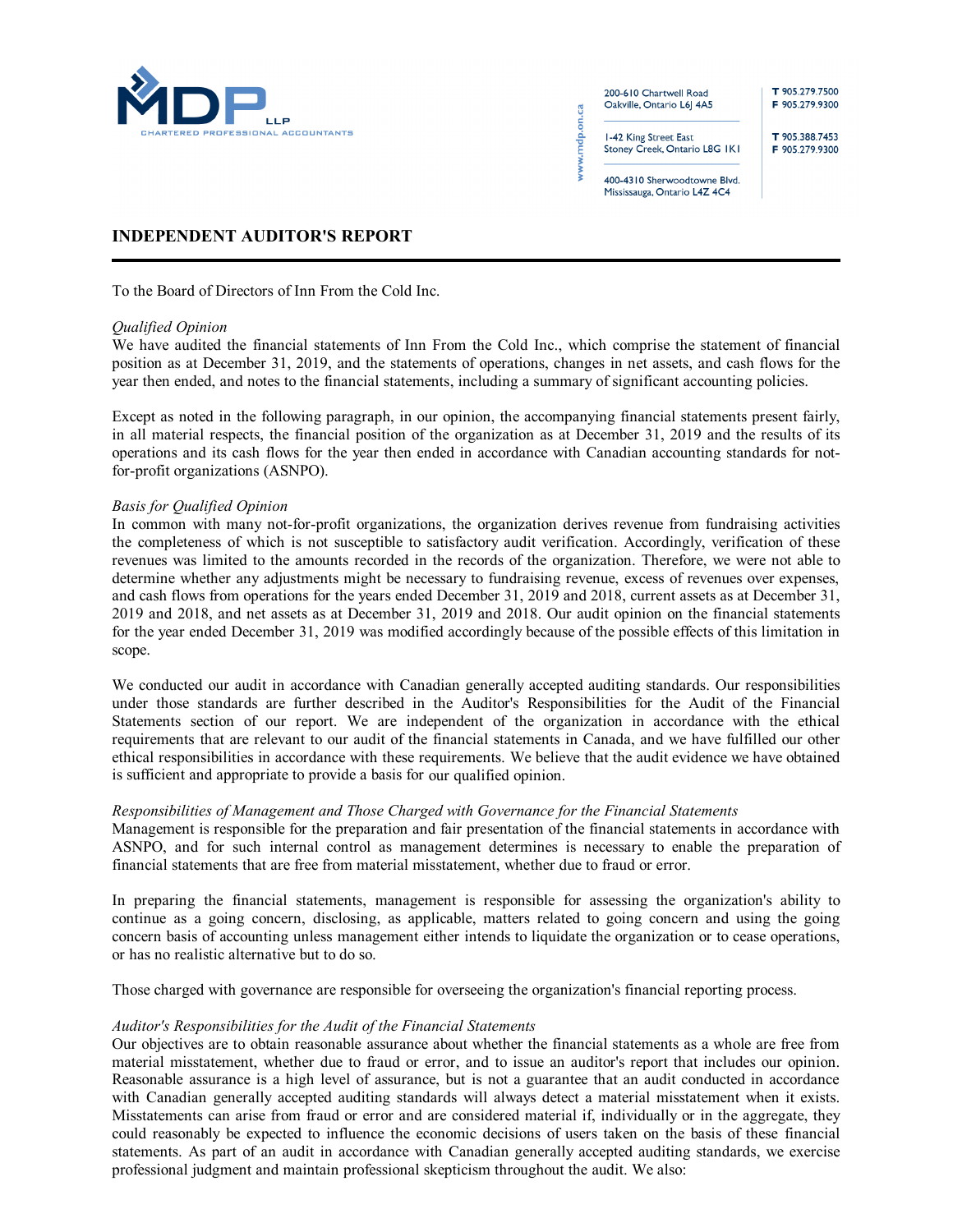MDP LLP
CHARTERED PROFESSIONAL ACCOUNTANTS

www.mdp.on.ca

200-610 Chartwell Road
Oakville, Ontario L6J 4A5
T 905.279.7500
F 905.279.9300

1-42 King Street East
Stoney Creek, Ontario L8G 1K1
T 905.388.7453
F 905.279.9300

400-4310 Sherwoodtowne Blvd.
Mississauga, Ontario L4Z 4C4

# INDEPENDENT AUDITOR'S REPORT

To the Board of Directors of Inn From the Cold Inc.

*Qualified Opinion*
We have audited the financial statements of Inn From the Cold Inc., which comprise the statement of financial position as at December 31, 2019, and the statements of operations, changes in net assets, and cash flows for the year then ended, and notes to the financial statements, including a summary of significant accounting policies.

Except as noted in the following paragraph, in our opinion, the accompanying financial statements present fairly, in all material respects, the financial position of the organization as at December 31, 2019 and the results of its operations and its cash flows for the year then ended in accordance with Canadian accounting standards for not-for-profit organizations (ASNPO).

*Basis for Qualified Opinion*
In common with many not-for-profit organizations, the organization derives revenue from fundraising activities the completeness of which is not susceptible to satisfactory audit verification. Accordingly, verification of these revenues was limited to the amounts recorded in the records of the organization. Therefore, we were not able to determine whether any adjustments might be necessary to fundraising revenue, excess of revenues over expenses, and cash flows from operations for the years ended December 31, 2019 and 2018, current assets as at December 31, 2019 and 2018, and net assets as at December 31, 2019 and 2018. Our audit opinion on the financial statements for the year ended December 31, 2019 was modified accordingly because of the possible effects of this limitation in scope.

We conducted our audit in accordance with Canadian generally accepted auditing standards. Our responsibilities under those standards are further described in the Auditor's Responsibilities for the Audit of the Financial Statements section of our report. We are independent of the organization in accordance with the ethical requirements that are relevant to our audit of the financial statements in Canada, and we have fulfilled our other ethical responsibilities in accordance with these requirements. We believe that the audit evidence we have obtained is sufficient and appropriate to provide a basis for our qualified opinion.

*Responsibilities of Management and Those Charged with Governance for the Financial Statements*
Management is responsible for the preparation and fair presentation of the financial statements in accordance with ASNPO, and for such internal control as management determines is necessary to enable the preparation of financial statements that are free from material misstatement, whether due to fraud or error.

In preparing the financial statements, management is responsible for assessing the organization's ability to continue as a going concern, disclosing, as applicable, matters related to going concern and using the going concern basis of accounting unless management either intends to liquidate the organization or to cease operations, or has no realistic alternative but to do so.

Those charged with governance are responsible for overseeing the organization's financial reporting process.

*Auditor's Responsibilities for the Audit of the Financial Statements*
Our objectives are to obtain reasonable assurance about whether the financial statements as a whole are free from material misstatement, whether due to fraud or error, and to issue an auditor's report that includes our opinion. Reasonable assurance is a high level of assurance, but is not a guarantee that an audit conducted in accordance with Canadian generally accepted auditing standards will always detect a material misstatement when it exists. Misstatements can arise from fraud or error and are considered material if, individually or in the aggregate, they could reasonably be expected to influence the economic decisions of users taken on the basis of these financial statements. As part of an audit in accordance with Canadian generally accepted auditing standards, we exercise professional judgment and maintain professional skepticism throughout the audit. We also: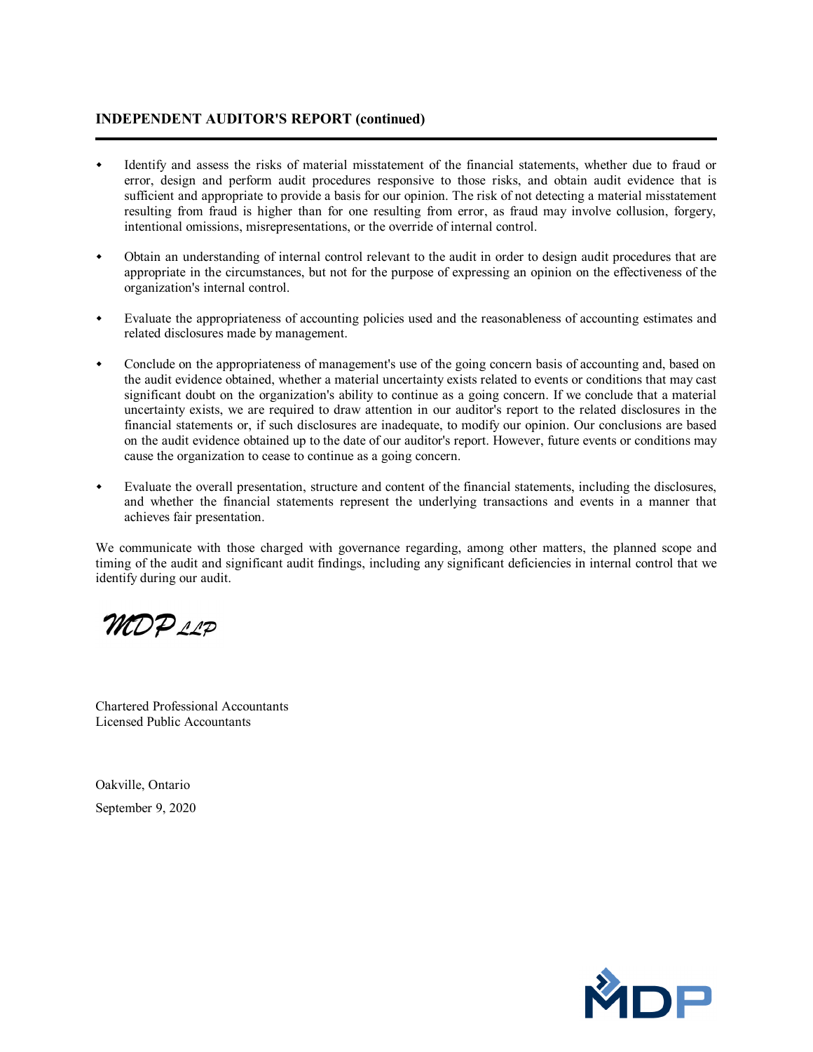## INDEPENDENT AUDITOR'S REPORT (continued)

- Identify and assess the risks of material misstatement of the financial statements, whether due to fraud or error, design and perform audit procedures responsive to those risks, and obtain audit evidence that is sufficient and appropriate to provide a basis for our opinion. The risk of not detecting a material misstatement resulting from fraud is higher than for one resulting from error, as fraud may involve collusion, forgery, intentional omissions, misrepresentations, or the override of internal control.

- Obtain an understanding of internal control relevant to the audit in order to design audit procedures that are appropriate in the circumstances, but not for the purpose of expressing an opinion on the effectiveness of the organization's internal control.

- Evaluate the appropriateness of accounting policies used and the reasonableness of accounting estimates and related disclosures made by management.

- Conclude on the appropriateness of management's use of the going concern basis of accounting and, based on the audit evidence obtained, whether a material uncertainty exists related to events or conditions that may cast significant doubt on the organization's ability to continue as a going concern. If we conclude that a material uncertainty exists, we are required to draw attention in our auditor's report to the related disclosures in the financial statements or, if such disclosures are inadequate, to modify our opinion. Our conclusions are based on the audit evidence obtained up to the date of our auditor's report. However, future events or conditions may cause the organization to cease to continue as a going concern.

- Evaluate the overall presentation, structure and content of the financial statements, including the disclosures, and whether the financial statements represent the underlying transactions and events in a manner that achieves fair presentation.

We communicate with those charged with governance regarding, among other matters, the planned scope and timing of the audit and significant audit findings, including any significant deficiencies in internal control that we identify during our audit.

*MDP LLP*

Chartered Professional Accountants
Licensed Public Accountants

Oakville, Ontario

September 9, 2020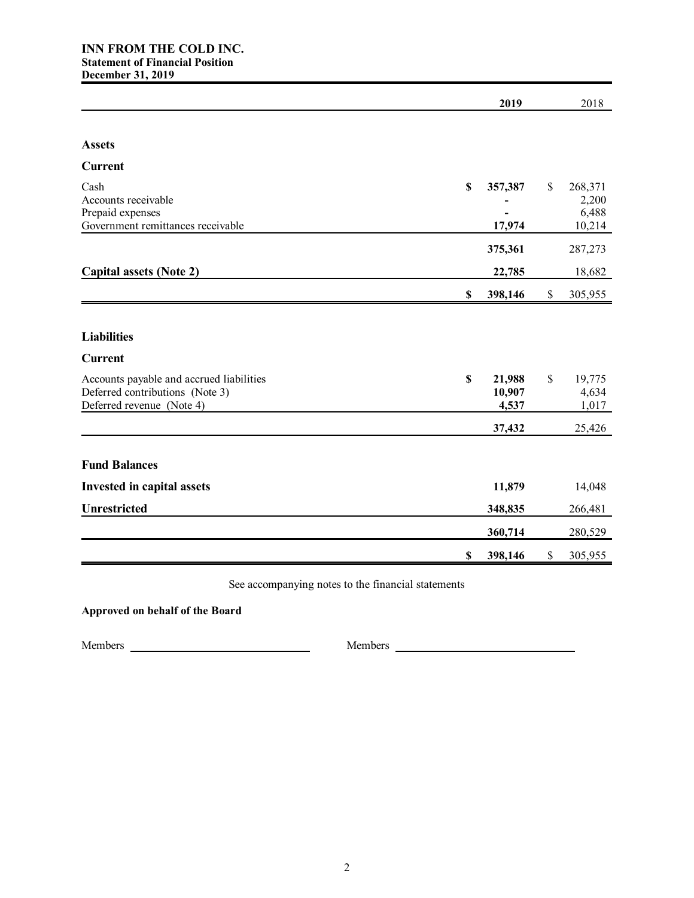**INN FROM THE COLD INC.**
**Statement of Financial Position**
**December 31, 2019**

| | 2019 | 2018 |
|---|---|---|
| **Assets** | | |
| **Current** | | |
| Cash | $ 357,387 | $ 268,371 |
| Accounts receivable | - | 2,200 |
| Prepaid expenses | - | 6,488 |
| Government remittances receivable | 17,974 | 10,214 |
| | 375,361 | 287,273 |
| **Capital assets (Note 2)** | 22,785 | 18,682 |
| | $ 398,146 | $ 305,955 |
| **Liabilities** | | |
| **Current** | | |
| Accounts payable and accrued liabilities | $ 21,988 | $ 19,775 |
| Deferred contributions (Note 3) | 10,907 | 4,634 |
| Deferred revenue (Note 4) | 4,537 | 1,017 |
| | 37,432 | 25,426 |
| **Fund Balances** | | |
| **Invested in capital assets** | 11,879 | 14,048 |
| **Unrestricted** | 348,835 | 266,481 |
| | 360,714 | 280,529 |
| | $ 398,146 | $ 305,955 |

See accompanying notes to the financial statements

**Approved on behalf of the Board**

Members ______________________________ Members ______________________________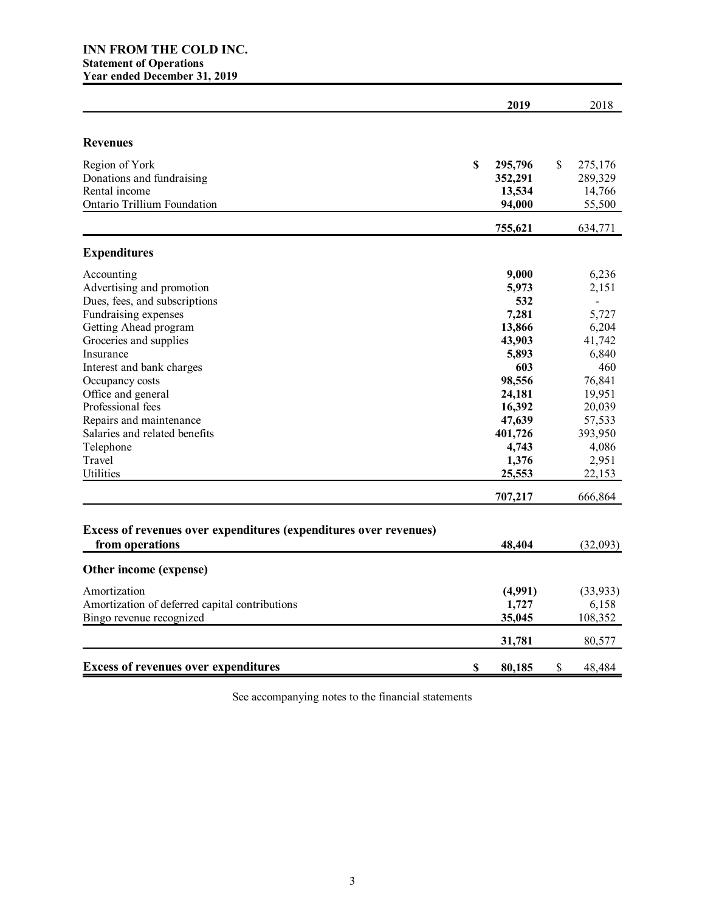**INN FROM THE COLD INC.**
**Statement of Operations**
**Year ended December 31, 2019**

| | 2019 | 2018 |
|---|---|---|
| **Revenues** | | |
| Region of York | $ 295,796 | $ 275,176 |
| Donations and fundraising | 352,291 | 289,329 |
| Rental income | 13,534 | 14,766 |
| Ontario Trillium Foundation | 94,000 | 55,500 |
| | 755,621 | 634,771 |
| **Expenditures** | | |
| Accounting | 9,000 | 6,236 |
| Advertising and promotion | 5,973 | 2,151 |
| Dues, fees, and subscriptions | 532 | - |
| Fundraising expenses | 7,281 | 5,727 |
| Getting Ahead program | 13,866 | 6,204 |
| Groceries and supplies | 43,903 | 41,742 |
| Insurance | 5,893 | 6,840 |
| Interest and bank charges | 603 | 460 |
| Occupancy costs | 98,556 | 76,841 |
| Office and general | 24,181 | 19,951 |
| Professional fees | 16,392 | 20,039 |
| Repairs and maintenance | 47,639 | 57,533 |
| Salaries and related benefits | 401,726 | 393,950 |
| Telephone | 4,743 | 4,086 |
| Travel | 1,376 | 2,951 |
| Utilities | 25,553 | 22,153 |
| | 707,217 | 666,864 |
| **Excess of revenues over expenditures (expenditures over revenues) from operations** | 48,404 | (32,093) |
| **Other income (expense)** | | |
| Amortization | (4,991) | (33,933) |
| Amortization of deferred capital contributions | 1,727 | 6,158 |
| Bingo revenue recognized | 35,045 | 108,352 |
| | 31,781 | 80,577 |
| **Excess of revenues over expenditures** | $ 80,185 | $ 48,484 |

See accompanying notes to the financial statements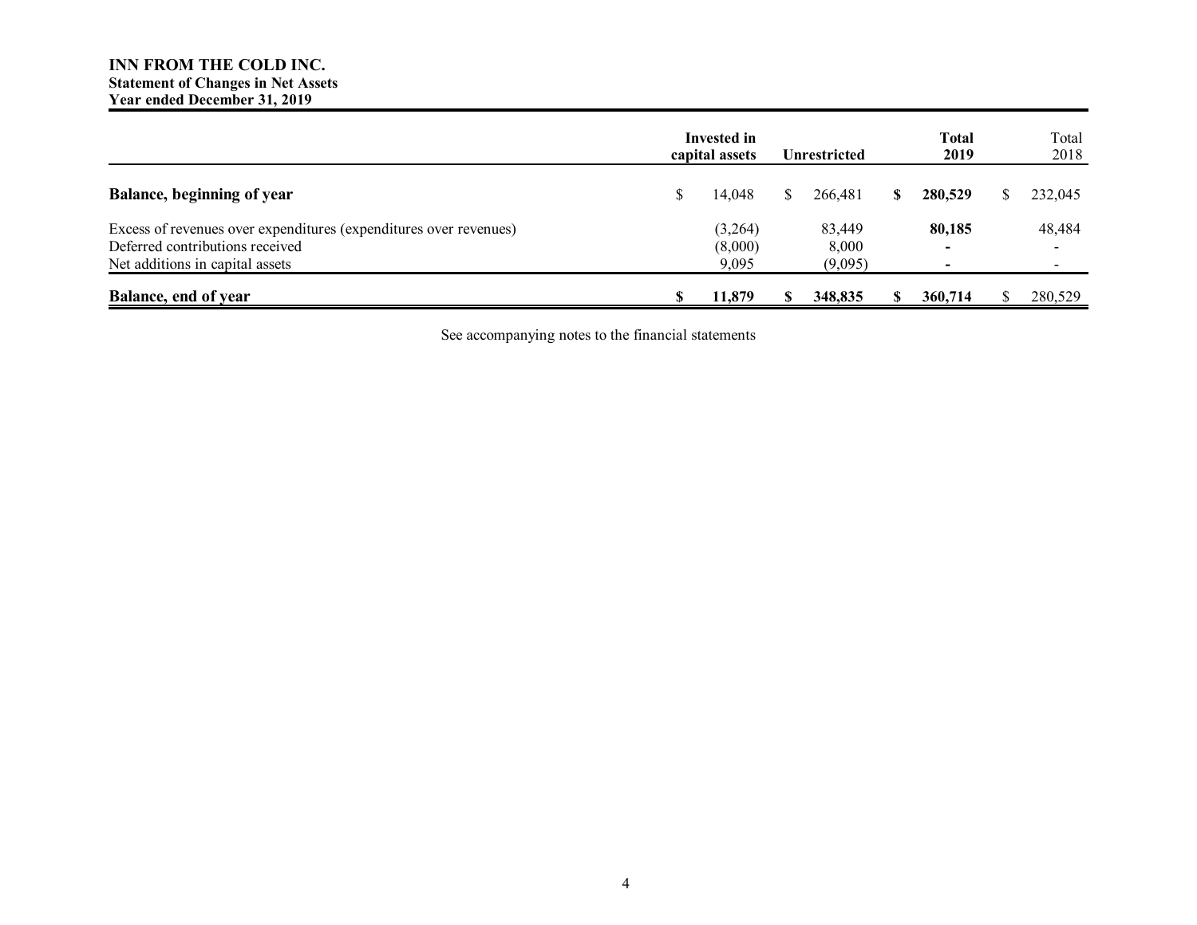**INN FROM THE COLD INC.**
**Statement of Changes in Net Assets**
**Year ended December 31, 2019**

| | Invested in capital assets | Unrestricted | Total 2019 | Total 2018 |
|---|---|---|---|---|
| **Balance, beginning of year** | $ 14,048 | $ 266,481 | **$ 280,529** | $ 232,045 |
| Excess of revenues over expenditures (expenditures over revenues) | (3,264) | 83,449 | **80,185** | 48,484 |
| Deferred contributions received | (8,000) | 8,000 | **-** | - |
| Net additions in capital assets | 9,095 | (9,095) | **-** | - |
| **Balance, end of year** | **$ 11,879** | **$ 348,835** | **$ 360,714** | $ 280,529 |

See accompanying notes to the financial statements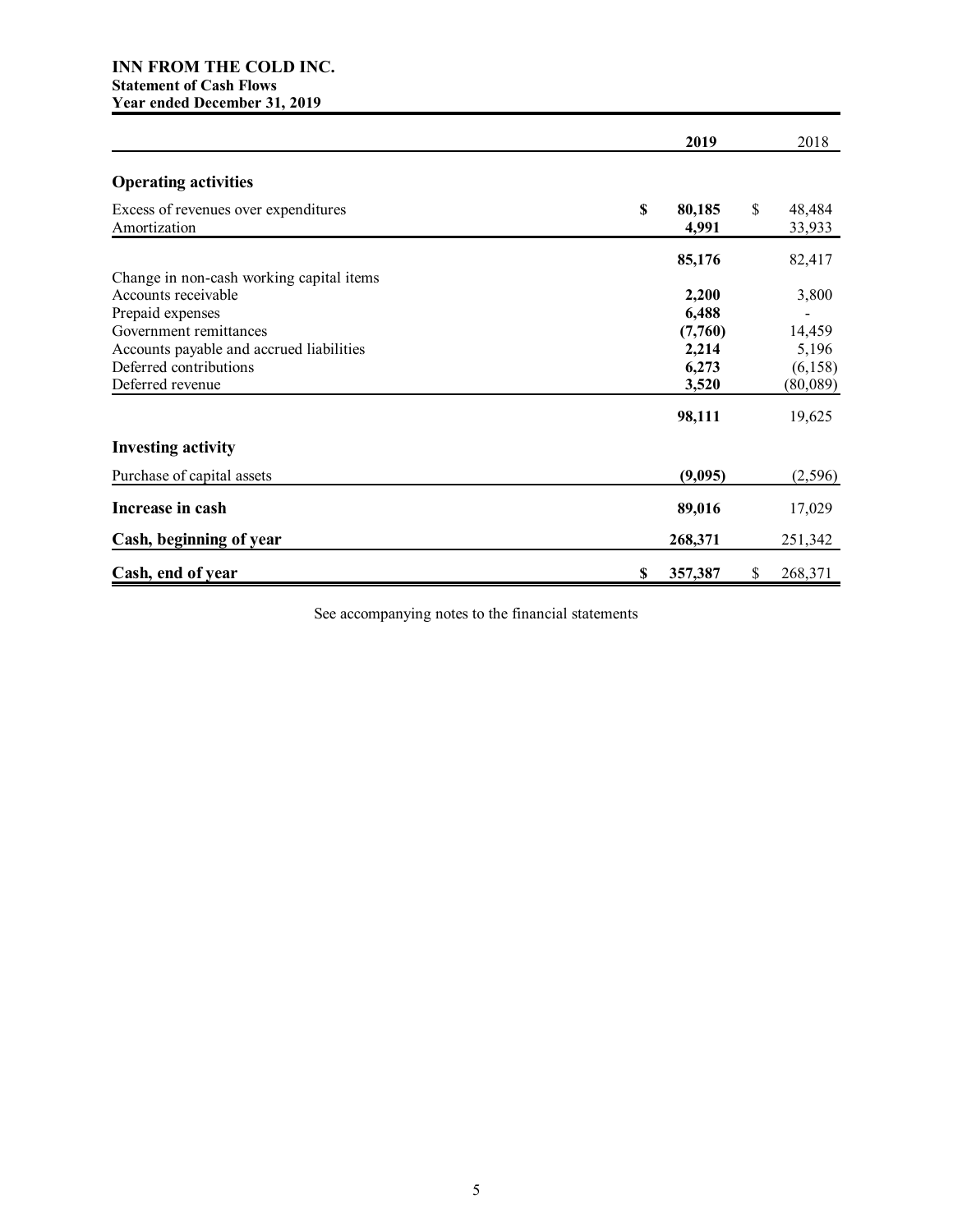**INN FROM THE COLD INC.**
**Statement of Cash Flows**
**Year ended December 31, 2019**

| | 2019 | 2018 |
|---|---|---|
| **Operating activities** | | |
| Excess of revenues over expenditures | $ 80,185 | $ 48,484 |
| Amortization | 4,991 | 33,933 |
| | 85,176 | 82,417 |
| Change in non-cash working capital items | | |
| Accounts receivable | 2,200 | 3,800 |
| Prepaid expenses | 6,488 | - |
| Government remittances | (7,760) | 14,459 |
| Accounts payable and accrued liabilities | 2,214 | 5,196 |
| Deferred contributions | 6,273 | (6,158) |
| Deferred revenue | 3,520 | (80,089) |
| | 98,111 | 19,625 |
| **Investing activity** | | |
| Purchase of capital assets | (9,095) | (2,596) |
| **Increase in cash** | 89,016 | 17,029 |
| **Cash, beginning of year** | 268,371 | 251,342 |
| **Cash, end of year** | $ 357,387 | $ 268,371 |

See accompanying notes to the financial statements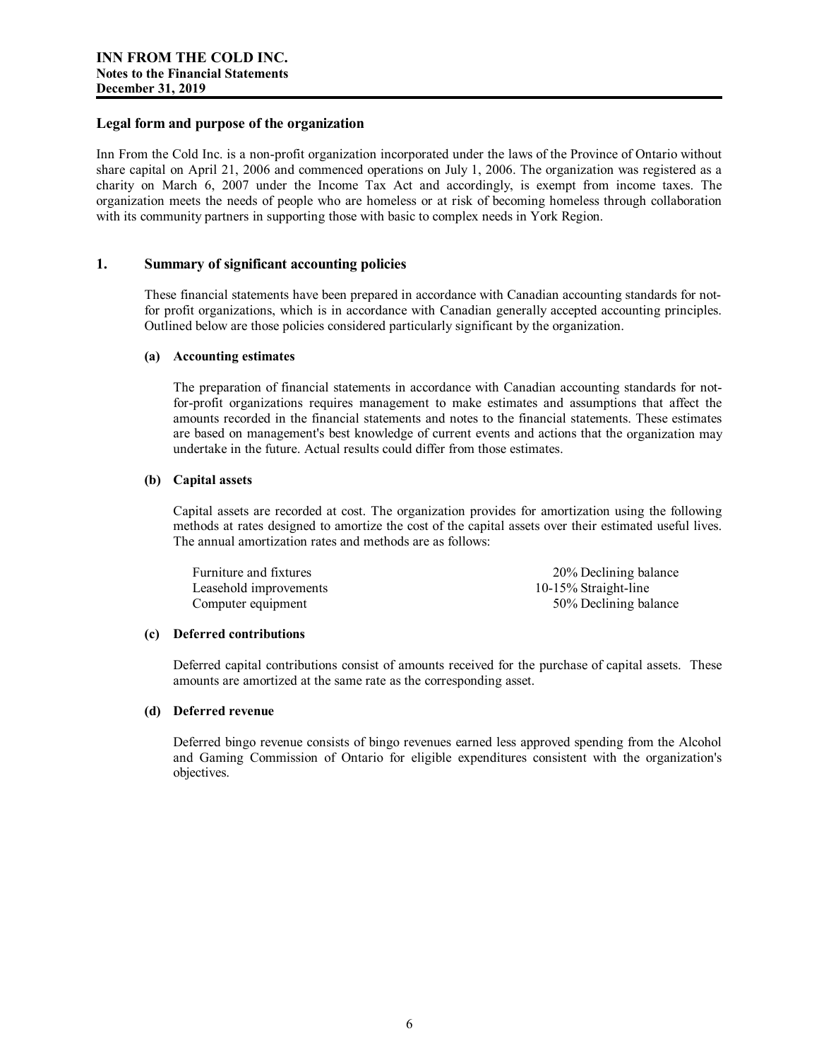## Legal form and purpose of the organization

Inn From the Cold Inc. is a non-profit organization incorporated under the laws of the Province of Ontario without share capital on April 21, 2006 and commenced operations on July 1, 2006. The organization was registered as a charity on March 6, 2007 under the Income Tax Act and accordingly, is exempt from income taxes. The organization meets the needs of people who are homeless or at risk of becoming homeless through collaboration with its community partners in supporting those with basic to complex needs in York Region.

## 1. Summary of significant accounting policies

These financial statements have been prepared in accordance with Canadian accounting standards for not-for profit organizations, which is in accordance with Canadian generally accepted accounting principles. Outlined below are those policies considered particularly significant by the organization.

### (a) Accounting estimates

The preparation of financial statements in accordance with Canadian accounting standards for not-for-profit organizations requires management to make estimates and assumptions that affect the amounts recorded in the financial statements and notes to the financial statements. These estimates are based on management's best knowledge of current events and actions that the organization may undertake in the future. Actual results could differ from those estimates.

### (b) Capital assets

Capital assets are recorded at cost. The organization provides for amortization using the following methods at rates designed to amortize the cost of the capital assets over their estimated useful lives. The annual amortization rates and methods are as follows:

| | |
|---|---|
| Furniture and fixtures | 20% Declining balance |
| Leasehold improvements | 10-15% Straight-line |
| Computer equipment | 50% Declining balance |

### (c) Deferred contributions

Deferred capital contributions consist of amounts received for the purchase of capital assets. These amounts are amortized at the same rate as the corresponding asset.

### (d) Deferred revenue

Deferred bingo revenue consists of bingo revenues earned less approved spending from the Alcohol and Gaming Commission of Ontario for eligible expenditures consistent with the organization's objectives.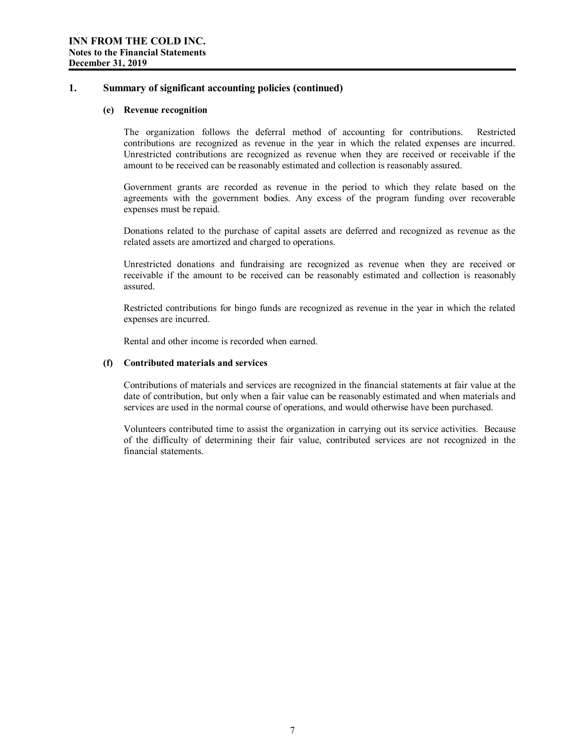## 1. Summary of significant accounting policies (continued)

### (e) Revenue recognition

The organization follows the deferral method of accounting for contributions. Restricted contributions are recognized as revenue in the year in which the related expenses are incurred. Unrestricted contributions are recognized as revenue when they are received or receivable if the amount to be received can be reasonably estimated and collection is reasonably assured.

Government grants are recorded as revenue in the period to which they relate based on the agreements with the government bodies. Any excess of the program funding over recoverable expenses must be repaid.

Donations related to the purchase of capital assets are deferred and recognized as revenue as the related assets are amortized and charged to operations.

Unrestricted donations and fundraising are recognized as revenue when they are received or receivable if the amount to be received can be reasonably estimated and collection is reasonably assured.

Restricted contributions for bingo funds are recognized as revenue in the year in which the related expenses are incurred.

Rental and other income is recorded when earned.

### (f) Contributed materials and services

Contributions of materials and services are recognized in the financial statements at fair value at the date of contribution, but only when a fair value can be reasonably estimated and when materials and services are used in the normal course of operations, and would otherwise have been purchased.

Volunteers contributed time to assist the organization in carrying out its service activities. Because of the difficulty of determining their fair value, contributed services are not recognized in the financial statements.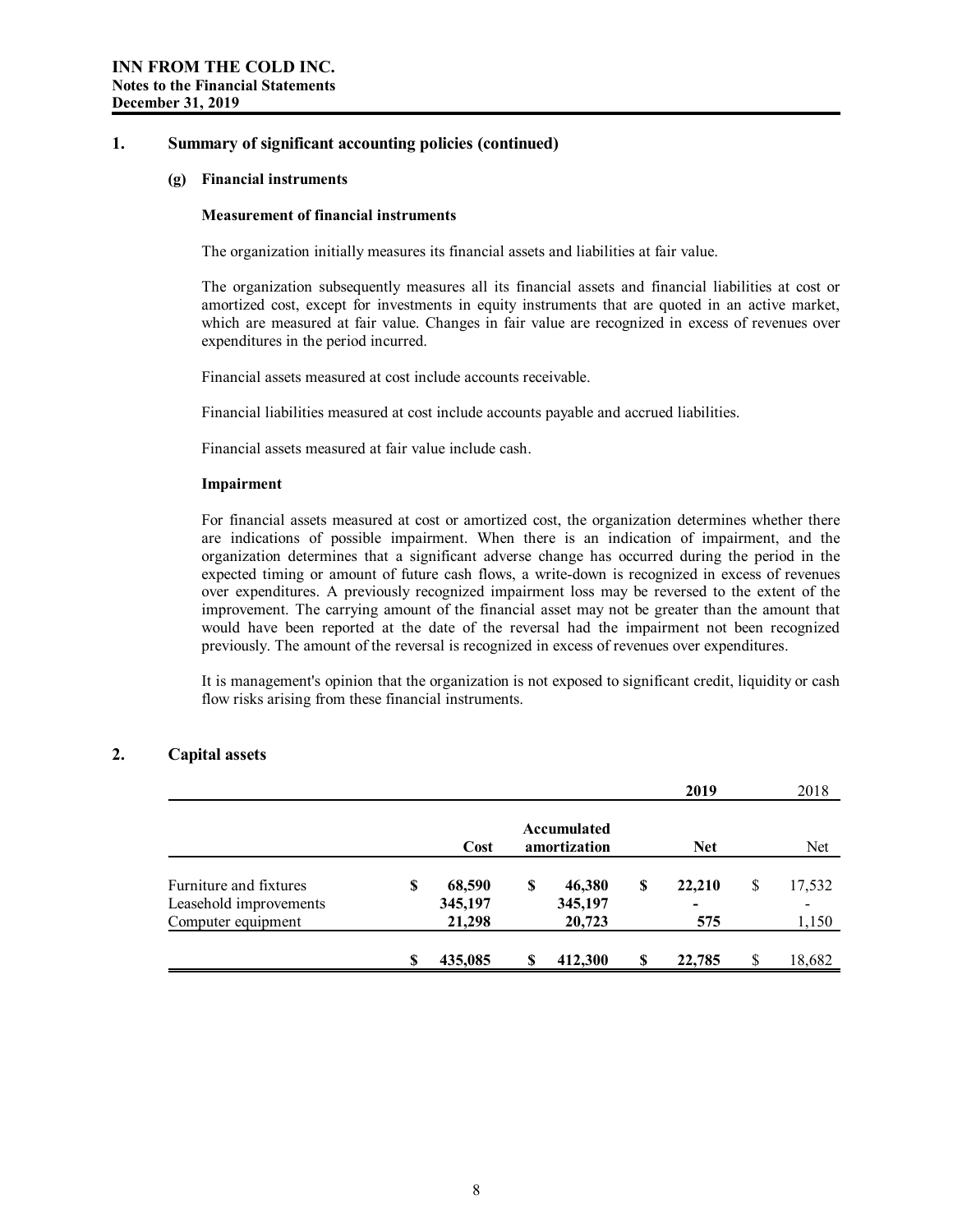## 1. Summary of significant accounting policies (continued)

### (g) Financial instruments

**Measurement of financial instruments**

The organization initially measures its financial assets and liabilities at fair value.

The organization subsequently measures all its financial assets and financial liabilities at cost or amortized cost, except for investments in equity instruments that are quoted in an active market, which are measured at fair value. Changes in fair value are recognized in excess of revenues over expenditures in the period incurred.

Financial assets measured at cost include accounts receivable.

Financial liabilities measured at cost include accounts payable and accrued liabilities.

Financial assets measured at fair value include cash.

**Impairment**

For financial assets measured at cost or amortized cost, the organization determines whether there are indications of possible impairment. When there is an indication of impairment, and the organization determines that a significant adverse change has occurred during the period in the expected timing or amount of future cash flows, a write-down is recognized in excess of revenues over expenditures. A previously recognized impairment loss may be reversed to the extent of the improvement. The carrying amount of the financial asset may not be greater than the amount that would have been reported at the date of the reversal had the impairment not been recognized previously. The amount of the reversal is recognized in excess of revenues over expenditures.

It is management's opinion that the organization is not exposed to significant credit, liquidity or cash flow risks arising from these financial instruments.

## 2. Capital assets

| | | | **2019** | 2018 |
|---|---|---|---|---|
| | **Cost** | **Accumulated amortization** | **Net** | Net |
| Furniture and fixtures | **$ 68,590** | **$ 46,380** | **$ 22,210** | $ 17,532 |
| Leasehold improvements | **345,197** | **345,197** | **-** | - |
| Computer equipment | **21,298** | **20,723** | **575** | 1,150 |
| | **$ 435,085** | **$ 412,300** | **$ 22,785** | $ 18,682 |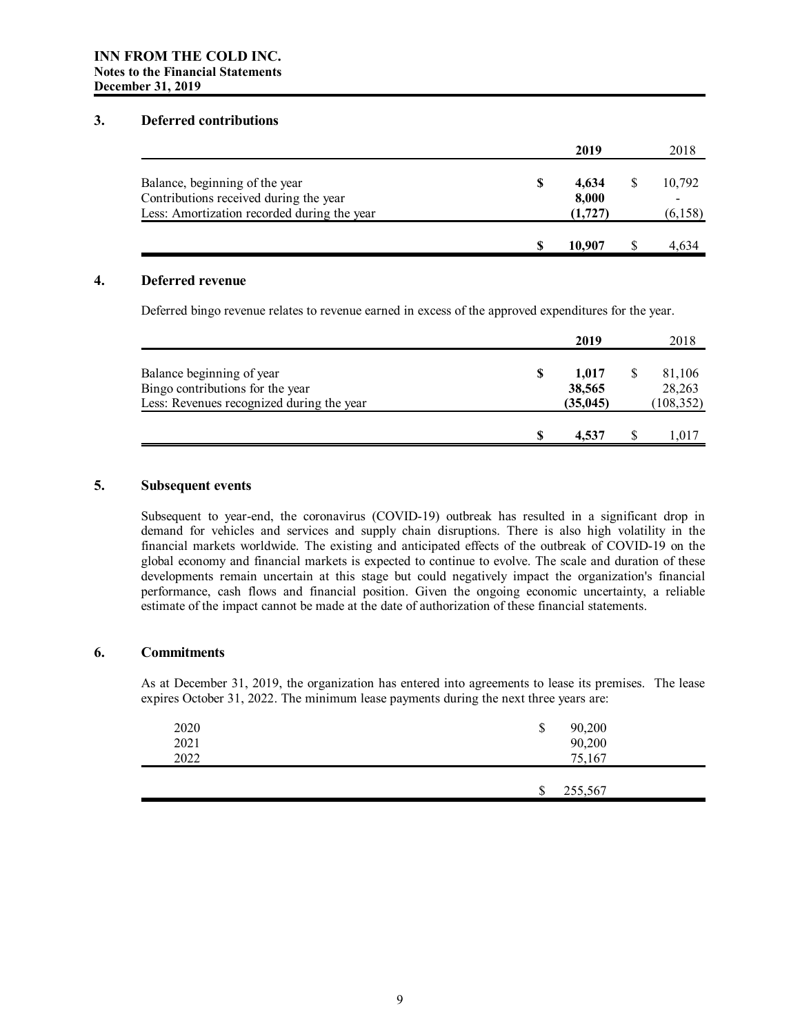**INN FROM THE COLD INC.**
**Notes to the Financial Statements**
**December 31, 2019**

## 3. Deferred contributions

| | | 2019 | | 2018 |
|---|---|---|---|---|
| Balance, beginning of the year | $ | 4,634 | $ | 10,792 |
| Contributions received during the year | | 8,000 | | - |
| Less: Amortization recorded during the year | | (1,727) | | (6,158) |
| | $ | 10,907 | $ | 4,634 |

## 4. Deferred revenue

Deferred bingo revenue relates to revenue earned in excess of the approved expenditures for the year.

| | | 2019 | | 2018 |
|---|---|---|---|---|
| Balance beginning of year | $ | 1,017 | $ | 81,106 |
| Bingo contributions for the year | | 38,565 | | 28,263 |
| Less: Revenues recognized during the year | | (35,045) | | (108,352) |
| | $ | 4,537 | $ | 1,017 |

## 5. Subsequent events

Subsequent to year-end, the coronavirus (COVID-19) outbreak has resulted in a significant drop in demand for vehicles and services and supply chain disruptions. There is also high volatility in the financial markets worldwide. The existing and anticipated effects of the outbreak of COVID-19 on the global economy and financial markets is expected to continue to evolve. The scale and duration of these developments remain uncertain at this stage but could negatively impact the organization's financial performance, cash flows and financial position. Given the ongoing economic uncertainty, a reliable estimate of the impact cannot be made at the date of authorization of these financial statements.

## 6. Commitments

As at December 31, 2019, the organization has entered into agreements to lease its premises. The lease expires October 31, 2022. The minimum lease payments during the next three years are:

| | | |
|---|---|---|
| 2020 | $ | 90,200 |
| 2021 | | 90,200 |
| 2022 | | 75,167 |
| | $ | 255,567 |